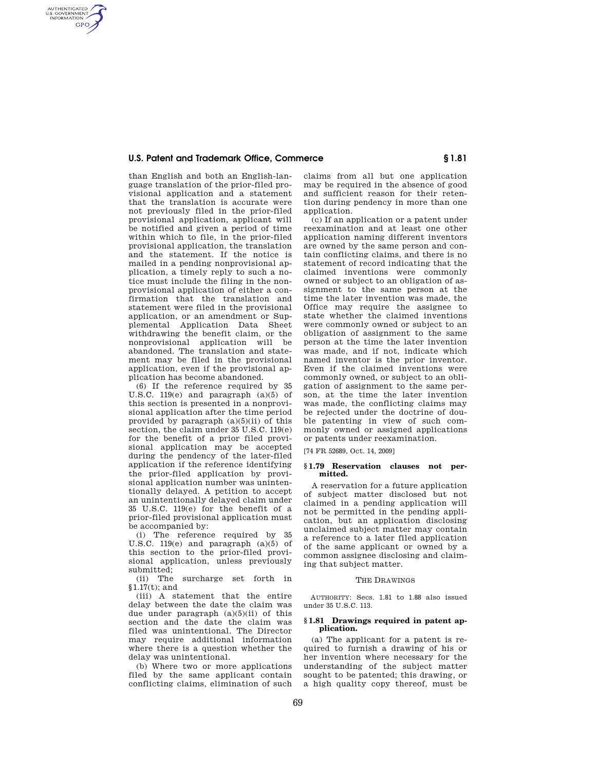than English and both an English-language translation of the prior-filed provisional application and a statement that the translation is accurate were not previously filed in the prior-filed provisional application, applicant will be notified and given a period of time within which to file, in the prior-filed provisional application, the translation and the statement. If the notice is mailed in a pending nonprovisional application, a timely reply to such a notice must include the filing in the nonprovisional application of either a confirmation that the translation and statement were filed in the provisional application, or an amendment or Supplemental Application Data Sheet withdrawing the benefit claim, or the nonprovisional application will be abandoned. The translation and statement may be filed in the provisional application, even if the provisional application has become abandoned.

(6) If the reference required by 35 U.S.C. 119(e) and paragraph (a)(5) of this section is presented in a nonprovisional application after the time period provided by paragraph (a)(5)(ii) of this section, the claim under 35 U.S.C. 119(e) for the benefit of a prior filed provisional application may be accepted during the pendency of the later-filed application if the reference identifying the prior-filed application by provisional application number was unintentionally delayed. A petition to accept an unintentionally delayed claim under 35 U.S.C. 119(e) for the benefit of a prior-filed provisional application must be accompanied by:

(i) The reference required by 35 U.S.C. 119(e) and paragraph (a)(5) of this section to the prior-filed provisional application, unless previously submitted;

(ii) The surcharge set forth in §1.17(t); and

(iii) A statement that the entire delay between the date the claim was due under paragraph (a)(5)(ii) of this section and the date the claim was filed was unintentional. The Director may require additional information where there is a question whether the delay was unintentional.

(b) Where two or more applications filed by the same applicant contain conflicting claims, elimination of such claims from all but one application may be required in the absence of good and sufficient reason for their retention during pendency in more than one application.

(c) If an application or a patent under reexamination and at least one other application naming different inventors are owned by the same person and contain conflicting claims, and there is no statement of record indicating that the claimed inventions were commonly owned or subject to an obligation of assignment to the same person at the time the later invention was made, the Office may require the assignee to state whether the claimed inventions were commonly owned or subject to an obligation of assignment to the same person at the time the later invention was made, and if not, indicate which named inventor is the prior inventor. Even if the claimed inventions were commonly owned, or subject to an obligation of assignment to the same person, at the time the later invention was made, the conflicting claims may be rejected under the doctrine of double patenting in view of such commonly owned or assigned applications or patents under reexamination.

[74 FR 52689, Oct. 14, 2009]

### § 1.79 Reservation clauses not permitted.

A reservation for a future application of subject matter disclosed but not claimed in a pending application will not be permitted in the pending application, but an application disclosing unclaimed subject matter may contain a reference to a later filed application of the same applicant or owned by a common assignee disclosing and claiming that subject matter.

## THE DRAWINGS

AUTHORITY: Secs. 1.81 to 1.88 also issued under 35 U.S.C. 113.

### § 1.81 Drawings required in patent application.

(a) The applicant for a patent is required to furnish a drawing of his or her invention where necessary for the understanding of the subject matter sought to be patented; this drawing, or a high quality copy thereof, must be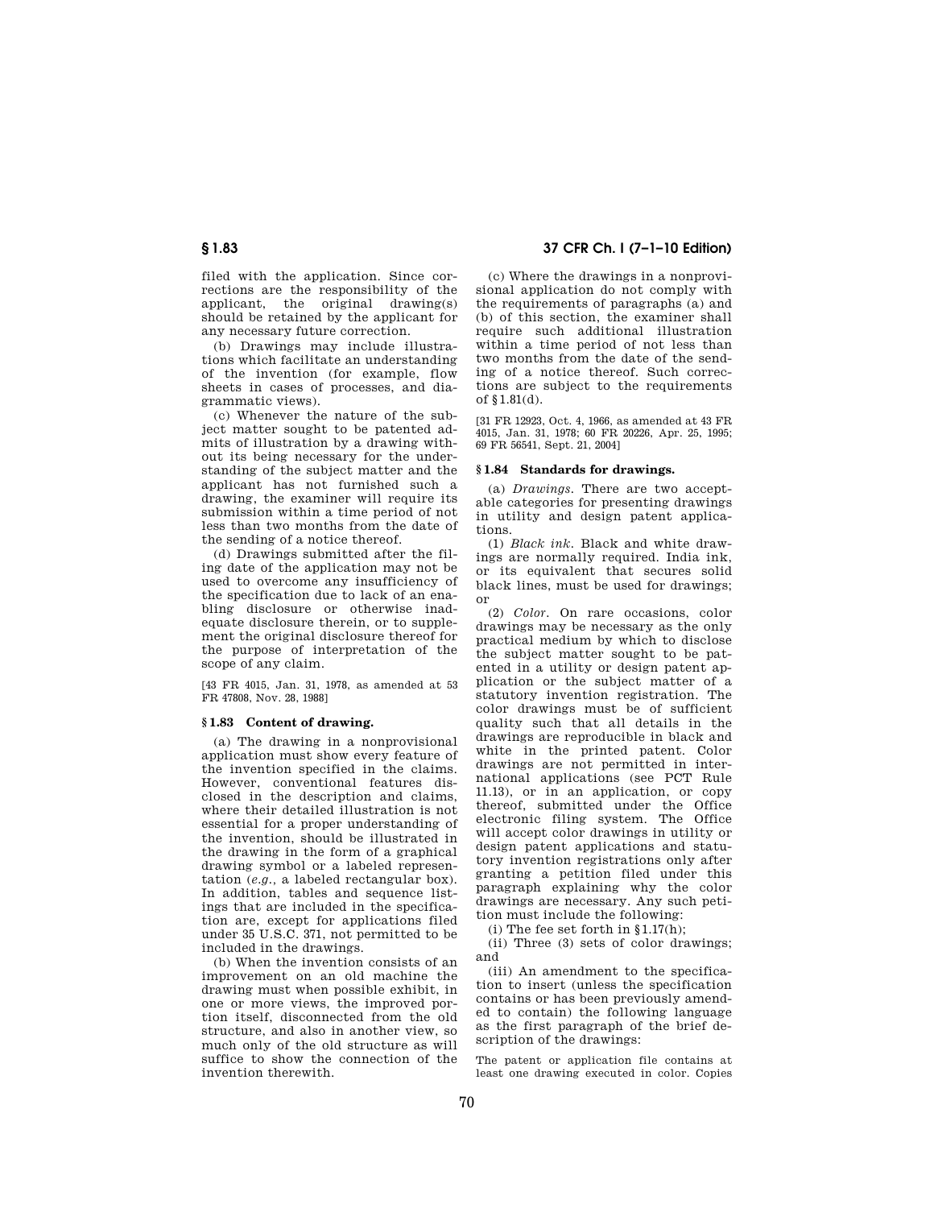filed with the application. Since corrections are the responsibility of the applicant, the original drawing(s) should be retained by the applicant for any necessary future correction.

(b) Drawings may include illustrations which facilitate an understanding of the invention (for example, flow sheets in cases of processes, and diagrammatic views).

(c) Whenever the nature of the subject matter sought to be patented admits of illustration by a drawing without its being necessary for the understanding of the subject matter and the applicant has not furnished such a drawing, the examiner will require its submission within a time period of not less than two months from the date of the sending of a notice thereof.

(d) Drawings submitted after the filing date of the application may not be used to overcome any insufficiency of the specification due to lack of an enabling disclosure or otherwise inadequate disclosure therein, or to supplement the original disclosure thereof for the purpose of interpretation of the scope of any claim.

[43 FR 4015, Jan. 31, 1978, as amended at 53 FR 47808, Nov. 28, 1988]

### § 1.83 Content of drawing.

(a) The drawing in a nonprovisional application must show every feature of the invention specified in the claims. However, conventional features disclosed in the description and claims, where their detailed illustration is not essential for a proper understanding of the invention, should be illustrated in the drawing in the form of a graphical drawing symbol or a labeled representation (*e.g.*, a labeled rectangular box). In addition, tables and sequence listings that are included in the specification are, except for applications filed under 35 U.S.C. 371, not permitted to be included in the drawings.

(b) When the invention consists of an improvement on an old machine the drawing must when possible exhibit, in one or more views, the improved portion itself, disconnected from the old structure, and also in another view, so much only of the old structure as will suffice to show the connection of the invention therewith.

(c) Where the drawings in a nonprovisional application do not comply with the requirements of paragraphs (a) and (b) of this section, the examiner shall require such additional illustration within a time period of not less than two months from the date of the sending of a notice thereof. Such corrections are subject to the requirements of § 1.81(d).

[31 FR 12923, Oct. 4, 1966, as amended at 43 FR 4015, Jan. 31, 1978; 60 FR 20226, Apr. 25, 1995; 69 FR 56541, Sept. 21, 2004]

### § 1.84 Standards for drawings.

(a) *Drawings.* There are two acceptable categories for presenting drawings in utility and design patent applications.

(1) *Black ink.* Black and white drawings are normally required. India ink, or its equivalent that secures solid black lines, must be used for drawings; or

(2) *Color.* On rare occasions, color drawings may be necessary as the only practical medium by which to disclose the subject matter sought to be patented in a utility or design patent application or the subject matter of a statutory invention registration. The color drawings must be of sufficient quality such that all details in the drawings are reproducible in black and white in the printed patent. Color drawings are not permitted in international applications (see PCT Rule 11.13), or in an application, or copy thereof, submitted under the Office electronic filing system. The Office will accept color drawings in utility or design patent applications and statutory invention registrations only after granting a petition filed under this paragraph explaining why the color drawings are necessary. Any such petition must include the following:

(i) The fee set forth in § 1.17(h);

(ii) Three (3) sets of color drawings; and

(iii) An amendment to the specification to insert (unless the specification contains or has been previously amended to contain) the following language as the first paragraph of the brief description of the drawings:

The patent or application file contains at least one drawing executed in color. Copies